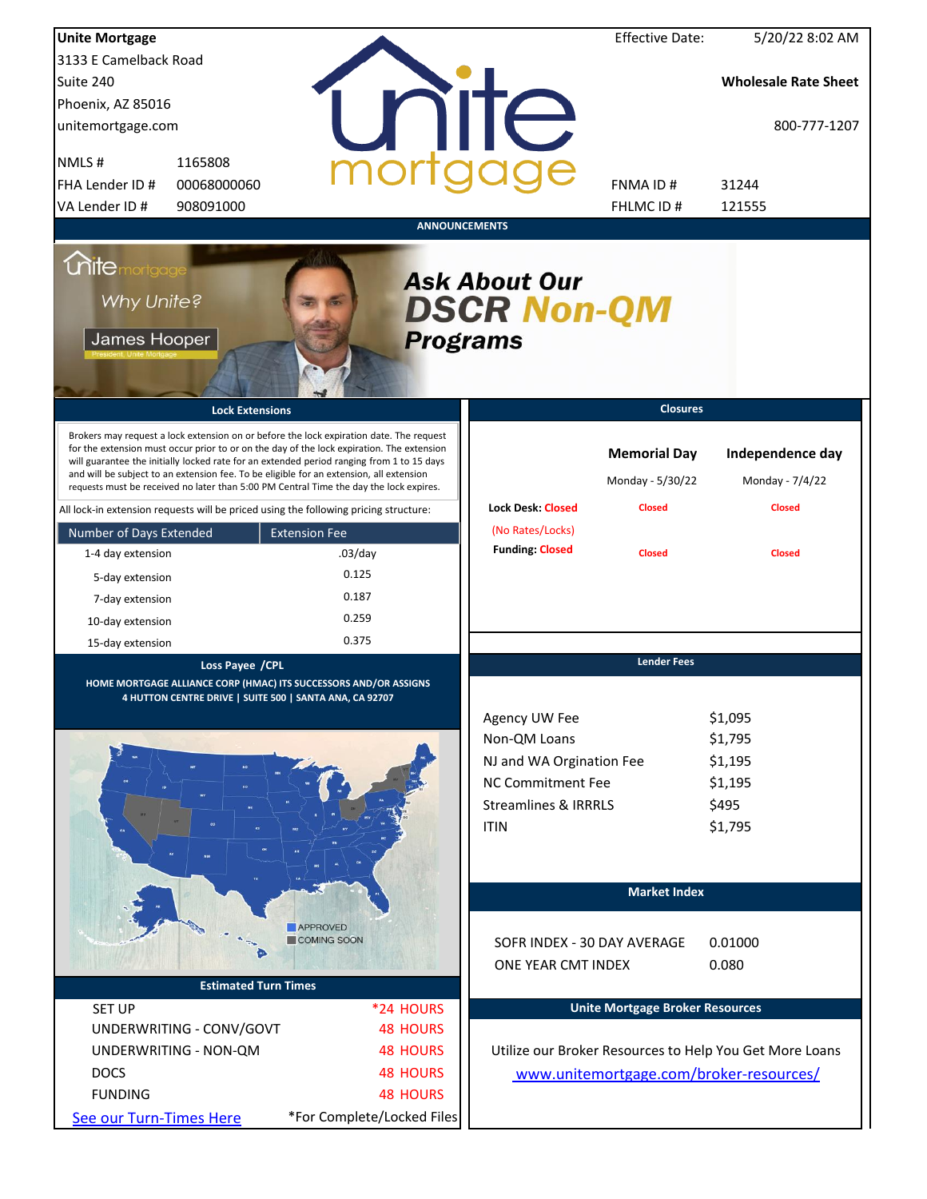**Unite Mortgage**
3133 E Camelback Road
Suite 240
Phoenix, AZ 85016
unitemortgage.com

| | |
|---|---|
| NMLS # | 1165808 |
| FHA Lender ID # | 00068000060 |
| VA Lender ID # | 908091000 |

Effective Date: 5/20/22 8:02 AM

**Wholesale Rate Sheet**

800-777-1207

| | |
|---|---|
| FNMA ID # | 31244 |
| FHLMC ID # | 121555 |

## ANNOUNCEMENTS

Why Unite? James Hooper, President, Unite Mortgage

***Ask About Our DSCR Non-QM Programs***

## Lock Extensions

Brokers may request a lock extension on or before the lock expiration date. The request for the extension must occur prior to or on the day of the lock expiration. The extension will guarantee the initially locked rate for an extended period ranging from 1 to 15 days and will be subject to an extension fee. To be eligible for an extension, all extension requests must be received no later than 5:00 PM Central Time the day the lock expires.

All lock-in extension requests will be priced using the following pricing structure:

| Number of Days Extended | Extension Fee |
|---|---|
| 1-4 day extension | .03/day |
| 5-day extension | 0.125 |
| 7-day extension | 0.187 |
| 10-day extension | 0.259 |
| 15-day extension | 0.375 |

## Closures

| | Memorial Day<br>Monday - 5/30/22 | Independence day<br>Monday - 7/4/22 |
|---|---|---|
| Lock Desk: Closed (No Rates/Locks) | Closed | Closed |
| Funding: Closed | Closed | Closed |

## Loss Payee /CPL

HOME MORTGAGE ALLIANCE CORP (HMAC) ITS SUCCESSORS AND/OR ASSIGNS
4 HUTTON CENTRE DRIVE | SUITE 500 | SANTA ANA, CA 92707

APPROVED
COMING SOON

## Lender Fees

| | |
|---|---|
| Agency UW Fee | $1,095 |
| Non-QM Loans | $1,795 |
| NJ and WA Orgination Fee | $1,195 |
| NC Commitment Fee | $1,195 |
| Streamlines & IRRRLS | $495 |
| ITIN | $1,795 |

## Market Index

| | |
|---|---|
| SOFR INDEX - 30 DAY AVERAGE | 0.01000 |
| ONE YEAR CMT INDEX | 0.080 |

## Estimated Turn Times

| | |
|---|---|
| SET UP | *24 HOURS |
| UNDERWRITING - CONV/GOVT | 48 HOURS |
| UNDERWRITING - NON-QM | 48 HOURS |
| DOCS | 48 HOURS |
| FUNDING | 48 HOURS |

See our Turn-Times Here

*For Complete/Locked Files

## Unite Mortgage Broker Resources

Utilize our Broker Resources to Help You Get More Loans

www.unitemortgage.com/broker-resources/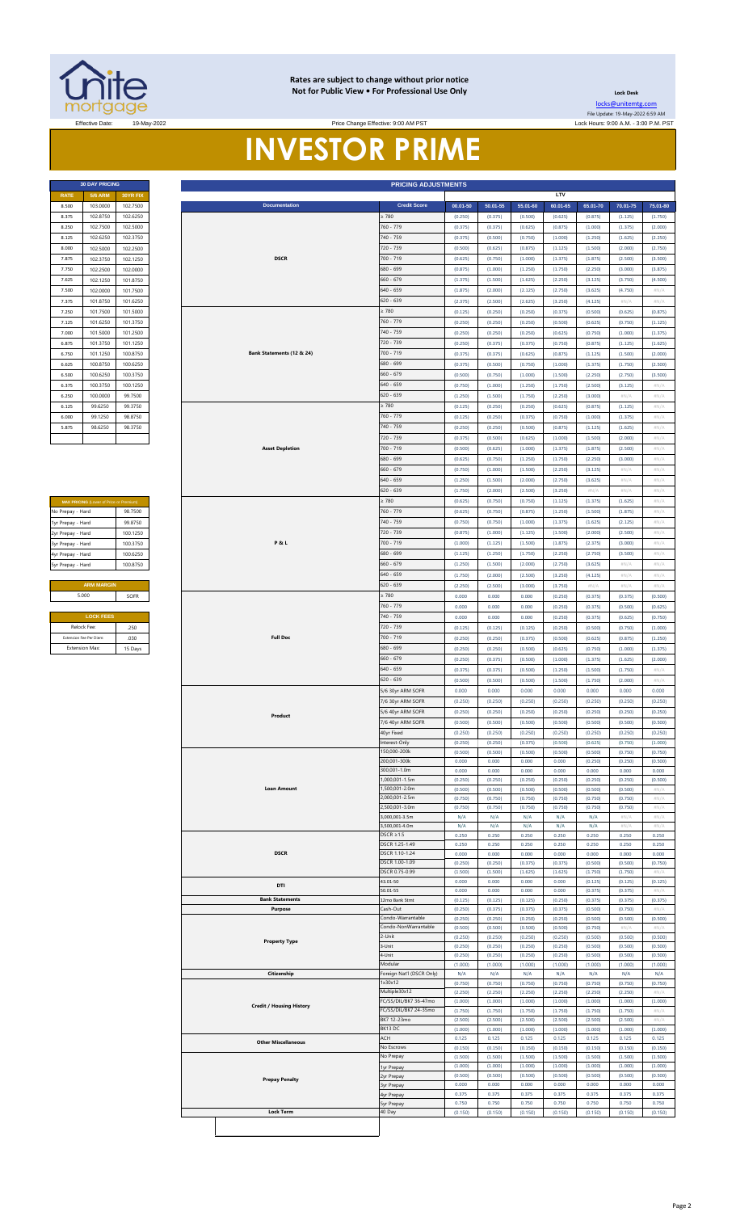**Rates are subject to change without prior notice**
**Not for Public View • For Professional Use Only**

**Lock Desk**

locks@unitemtg.com

File Update: 19-May-2022 6:59 AM

Effective Date: 19-May-2022

Price Change Effective: 9:00 AM PST

Lock Hours: 9:00 A.M. - 3:00 P.M. PST

# INVESTOR PRIME

| 30 DAY PRICING | | |
|---|---|---|
| RATE | 5/6 ARM | 30YR FIX |
| 8.500 | 103.0000 | 102.7500 |
| 8.375 | 102.8750 | 102.6250 |
| 8.250 | 102.7500 | 102.5000 |
| 8.125 | 102.6250 | 102.3750 |
| 8.000 | 102.5000 | 102.2500 |
| 7.875 | 102.3750 | 102.1250 |
| 7.750 | 102.2500 | 102.0000 |
| 7.625 | 102.1250 | 101.8750 |
| 7.500 | 102.0000 | 101.7500 |
| 7.375 | 101.8750 | 101.6250 |
| 7.250 | 101.7500 | 101.5000 |
| 7.125 | 101.6250 | 101.3750 |
| 7.000 | 101.5000 | 101.2500 |
| 6.875 | 101.3750 | 101.1250 |
| 6.750 | 101.1250 | 100.8750 |
| 6.625 | 100.8750 | 100.6250 |
| 6.500 | 100.6250 | 100.3750 |
| 6.375 | 100.3750 | 100.1250 |
| 6.250 | 100.0000 | 99.7500 |
| 6.125 | 99.6250 | 99.3750 |
| 6.000 | 99.1250 | 98.8750 |
| 5.875 | 98.6250 | 98.3750 |

| MAX PRICING (Lower of Price or Premium) | |
|---|---|
| No Prepay - Hard | 98.7500 |
| 1yr Prepay - Hard | 99.8750 |
| 2yr Prepay - Hard | 100.1250 |
| 3yr Prepay - Hard | 100.3750 |
| 4yr Prepay - Hard | 100.6250 |
| 5yr Prepay - Hard | 100.8750 |

| ARM MARGIN | |
|---|---|
| 5.000 | SOFR |

| LOCK FEES | |
|---|---|
| Relock Fee: | .250 |
| Extension Fee Per Diem: | .030 |
| Extension Max: | 15 Days |

| PRICING ADJUSTMENTS | | | | | | | | |
|---|---|---|---|---|---|---|---|---|
| | | LTV | | | | | | |
| Documentation | Credit Score | 00.01-50 | 50.01-55 | 55.01-60 | 60.01-65 | 65.01-70 | 70.01-75 | 75.01-80 |
| DSCR | ≥ 780 | (0.250) | (0.375) | (0.500) | (0.625) | (0.875) | (1.125) | (1.750) |
| | 760 - 779 | (0.375) | (0.375) | (0.625) | (0.875) | (1.000) | (1.375) | (2.000) |
| | 740 - 759 | (0.375) | (0.500) | (0.750) | (1.000) | (1.250) | (1.625) | (2.250) |
| | 720 - 739 | (0.500) | (0.625) | (0.875) | (1.125) | (1.500) | (2.000) | (2.750) |
| | 700 - 719 | (0.625) | (0.750) | (1.000) | (1.375) | (1.875) | (2.500) | (3.500) |
| | 680 - 699 | (0.875) | (1.000) | (1.250) | (1.750) | (2.250) | (3.000) | (3.875) |
| | 660 - 679 | (1.375) | (1.500) | (1.625) | (2.250) | (3.125) | (3.750) | (4.500) |
| | 640 - 659 | (1.875) | (2.000) | (2.125) | (2.750) | (3.625) | (4.750) | #N/A |
| | 620 - 639 | (2.375) | (2.500) | (2.625) | (3.250) | (4.125) | #N/A | #N/A |
| Bank Statements (12 & 24) | ≥ 780 | (0.125) | (0.250) | (0.250) | (0.375) | (0.500) | (0.625) | (0.875) |
| | 760 - 779 | (0.250) | (0.250) | (0.250) | (0.500) | (0.625) | (0.750) | (1.125) |
| | 740 - 759 | (0.250) | (0.250) | (0.250) | (0.625) | (0.750) | (1.000) | (1.375) |
| | 720 - 739 | (0.250) | (0.375) | (0.375) | (0.750) | (0.875) | (1.125) | (1.625) |
| | 700 - 719 | (0.375) | (0.375) | (0.625) | (0.875) | (1.125) | (1.500) | (2.000) |
| | 680 - 699 | (0.375) | (0.500) | (0.750) | (1.000) | (1.375) | (1.750) | (2.500) |
| | 660 - 679 | (0.500) | (0.750) | (1.000) | (1.500) | (2.250) | (2.750) | (3.500) |
| | 640 - 659 | (0.750) | (1.000) | (1.250) | (1.750) | (2.500) | (3.125) | #N/A |
| | 620 - 639 | (1.250) | (1.500) | (1.750) | (2.250) | (3.000) | #N/A | #N/A |
| Asset Depletion | ≥ 780 | (0.125) | (0.250) | (0.250) | (0.625) | (0.875) | (1.125) | #N/A |
| | 760 - 779 | (0.125) | (0.250) | (0.375) | (0.750) | (1.000) | (1.375) | #N/A |
| | 740 - 759 | (0.250) | (0.250) | (0.500) | (0.875) | (1.125) | (1.625) | #N/A |
| | 720 - 739 | (0.375) | (0.500) | (0.625) | (1.000) | (1.500) | (2.000) | #N/A |
| | 700 - 719 | (0.500) | (0.625) | (1.000) | (1.375) | (1.875) | (2.500) | #N/A |
| | 680 - 699 | (0.625) | (0.750) | (1.250) | (1.750) | (2.250) | (3.000) | #N/A |
| | 660 - 679 | (0.750) | (1.000) | (1.500) | (2.250) | (3.125) | #N/A | #N/A |
| | 640 - 659 | (1.250) | (1.500) | (2.000) | (2.750) | (3.625) | #N/A | #N/A |
| | 620 - 639 | (1.750) | (2.000) | (2.500) | (3.250) | #N/A | #N/A | #N/A |
| P & L | ≥ 780 | (0.625) | (0.750) | (0.750) | (1.125) | (1.375) | (1.625) | #N/A |
| | 760 - 779 | (0.625) | (0.750) | (0.875) | (1.250) | (1.500) | (1.875) | #N/A |
| | 740 - 759 | (0.750) | (0.750) | (1.000) | (1.375) | (1.625) | (2.125) | #N/A |
| | 720 - 739 | (0.875) | (1.000) | (1.125) | (1.500) | (2.000) | (2.500) | #N/A |
| | 700 - 719 | (1.000) | (1.125) | (1.500) | (1.875) | (2.375) | (3.000) | #N/A |
| | 680 - 699 | (1.125) | (1.250) | (1.750) | (2.250) | (2.750) | (3.500) | #N/A |
| | 660 - 679 | (1.250) | (1.500) | (2.000) | (2.750) | (3.625) | #N/A | #N/A |
| | 640 - 659 | (1.750) | (2.000) | (2.500) | (3.250) | (4.125) | #N/A | #N/A |
| | 620 - 639 | (2.250) | (2.500) | (3.000) | (3.750) | #N/A | #N/A | #N/A |
| Full Doc | ≥ 780 | 0.000 | 0.000 | 0.000 | (0.250) | (0.375) | (0.375) | (0.500) |
| | 760 - 779 | 0.000 | 0.000 | 0.000 | (0.250) | (0.375) | (0.500) | (0.625) |
| | 740 - 759 | 0.000 | 0.000 | 0.000 | (0.250) | (0.375) | (0.625) | (0.750) |
| | 720 - 739 | (0.125) | (0.125) | (0.125) | (0.250) | (0.500) | (0.750) | (1.000) |
| | 700 - 719 | (0.250) | (0.250) | (0.375) | (0.500) | (0.625) | (0.875) | (1.250) |
| | 680 - 699 | (0.250) | (0.250) | (0.500) | (0.625) | (0.750) | (1.000) | (1.375) |
| | 660 - 679 | (0.250) | (0.375) | (0.500) | (1.000) | (1.375) | (1.625) | (2.000) |
| | 640 - 659 | (0.375) | (0.375) | (0.500) | (1.250) | (1.500) | (1.750) | #N/A |
| | 620 - 639 | (0.500) | (0.500) | (0.500) | (1.500) | (1.750) | (2.000) | #N/A |
| Product | 5/6 30yr ARM SOFR | 0.000 | 0.000 | 0.000 | 0.000 | 0.000 | 0.000 | 0.000 |
| | 7/6 30yr ARM SOFR | (0.250) | (0.250) | (0.250) | (0.250) | (0.250) | (0.250) | (0.250) |
| | 5/6 40yr ARM SOFR | (0.250) | (0.250) | (0.250) | (0.250) | (0.250) | (0.250) | (0.250) |
| | 7/6 40yr ARM SOFR | (0.500) | (0.500) | (0.500) | (0.500) | (0.500) | (0.500) | (0.500) |
| | 40yr Fixed | (0.250) | (0.250) | (0.250) | (0.250) | (0.250) | (0.250) | (0.250) |
| | Interest-Only | (0.250) | (0.250) | (0.375) | (0.500) | (0.625) | (0.750) | (1.000) |
| Loan Amount | 150,000-200k | (0.500) | (0.500) | (0.500) | (0.500) | (0.500) | (0.750) | (0.750) |
| | 200,001-300k | 0.000 | 0.000 | 0.000 | 0.000 | (0.250) | (0.250) | (0.500) |
| | 300,001-1.0m | 0.000 | 0.000 | 0.000 | 0.000 | 0.000 | 0.000 | 0.000 |
| | 1,000,001-1.5m | (0.250) | (0.250) | (0.250) | (0.250) | (0.250) | (0.250) | (0.500) |
| | 1,500,001-2.0m | (0.500) | (0.500) | (0.500) | (0.500) | (0.500) | (0.500) | #N/A |
| | 2,000,001-2.5m | (0.750) | (0.750) | (0.750) | (0.750) | (0.750) | (0.750) | #N/A |
| | 2,500,001-3.0m | (0.750) | (0.750) | (0.750) | (0.750) | (0.750) | (0.750) | #N/A |
| | 3,000,001-3.5m | N/A | N/A | N/A | N/A | N/A | #N/A | #N/A |
| | 3,500,001-4.0m | N/A | N/A | N/A | N/A | N/A | #N/A | #N/A |
| DSCR | DSCR ≥1.5 | 0.250 | 0.250 | 0.250 | 0.250 | 0.250 | 0.250 | 0.250 |
| | DSCR 1.25-1.49 | 0.250 | 0.250 | 0.250 | 0.250 | 0.250 | 0.250 | 0.250 |
| | DSCR 1.10-1.24 | 0.000 | 0.000 | 0.000 | 0.000 | 0.000 | 0.000 | 0.000 |
| | DSCR 1.00-1.09 | (0.250) | (0.250) | (0.375) | (0.375) | (0.500) | (0.500) | (0.750) |
| | DSCR 0.75-0.99 | (1.500) | (1.500) | (1.625) | (1.625) | (1.750) | (1.750) | #N/A |
| DTI | 43.01-50 | 0.000 | 0.000 | 0.000 | 0.000 | (0.125) | (0.125) | (0.125) |
| | 50.01-55 | 0.000 | 0.000 | 0.000 | 0.000 | (0.375) | (0.375) | #N/A |
| Bank Statements | 12mo Bank Stmt | (0.125) | (0.125) | (0.125) | (0.250) | (0.375) | (0.375) | (0.375) |
| Purpose | Cash-Out | (0.250) | (0.375) | (0.375) | (0.375) | (0.500) | (0.750) | #N/A |
| Property Type | Condo-Warrantable | (0.250) | (0.250) | (0.250) | (0.250) | (0.500) | (0.500) | (0.500) |
| | Condo-NonWarrantable | (0.500) | (0.500) | (0.500) | (0.500) | (0.750) | #N/A | #N/A |
| | 2-Unit | (0.250) | (0.250) | (0.250) | (0.250) | (0.500) | (0.500) | (0.500) |
| | 3-Unit | (0.250) | (0.250) | (0.250) | (0.250) | (0.500) | (0.500) | (0.500) |
| | 4-Unit | (0.250) | (0.250) | (0.250) | (0.250) | (0.500) | (0.500) | (0.500) |
| | Modular | (1.000) | (1.000) | (1.000) | (1.000) | (1.000) | (1.000) | (1.000) |
| Citizenship | Foreign Nat'l (DSCR Only) | N/A | N/A | N/A | N/A | N/A | N/A | N/A |
| Credit / Housing History | 1x30x12 | (0.750) | (0.750) | (0.750) | (0.750) | (0.750) | (0.750) | (0.750) |
| | Multiple30x12 | (2.250) | (2.250) | (2.250) | (2.250) | (2.250) | (2.250) | #N/A |
| | FC/SS/DIL/BK7 36-47mo | (1.000) | (1.000) | (1.000) | (1.000) | (1.000) | (1.000) | (1.000) |
| | FC/SS/DIL/BK7 24-35mo | (1.750) | (1.750) | (1.750) | (1.750) | (1.750) | (1.750) | #N/A |
| | BK7 12-23mo | (2.500) | (2.500) | (2.500) | (2.500) | (2.500) | (2.500) | #N/A |
| | BK13 DC | (1.000) | (1.000) | (1.000) | (1.000) | (1.000) | (1.000) | (1.000) |
| Other Miscellaneous | ACH | 0.125 | 0.125 | 0.125 | 0.125 | 0.125 | 0.125 | 0.125 |
| | No Escrows | (0.150) | (0.150) | (0.150) | (0.150) | (0.150) | (0.150) | (0.150) |
| Prepay Penalty | No Prepay | (1.500) | (1.500) | (1.500) | (1.500) | (1.500) | (1.500) | (1.500) |
| | 1yr Prepay | (1.000) | (1.000) | (1.000) | (1.000) | (1.000) | (1.000) | (1.000) |
| | 2yr Prepay | (0.500) | (0.500) | (0.500) | (0.500) | (0.500) | (0.500) | (0.500) |
| | 3yr Prepay | 0.000 | 0.000 | 0.000 | 0.000 | 0.000 | 0.000 | 0.000 |
| | 4yr Prepay | 0.375 | 0.375 | 0.375 | 0.375 | 0.375 | 0.375 | 0.375 |
| | 5yr Prepay | 0.750 | 0.750 | 0.750 | 0.750 | 0.750 | 0.750 | 0.750 |
| Lock Term | 40 Day | (0.150) | (0.150) | (0.150) | (0.150) | (0.150) | (0.150) | (0.150) |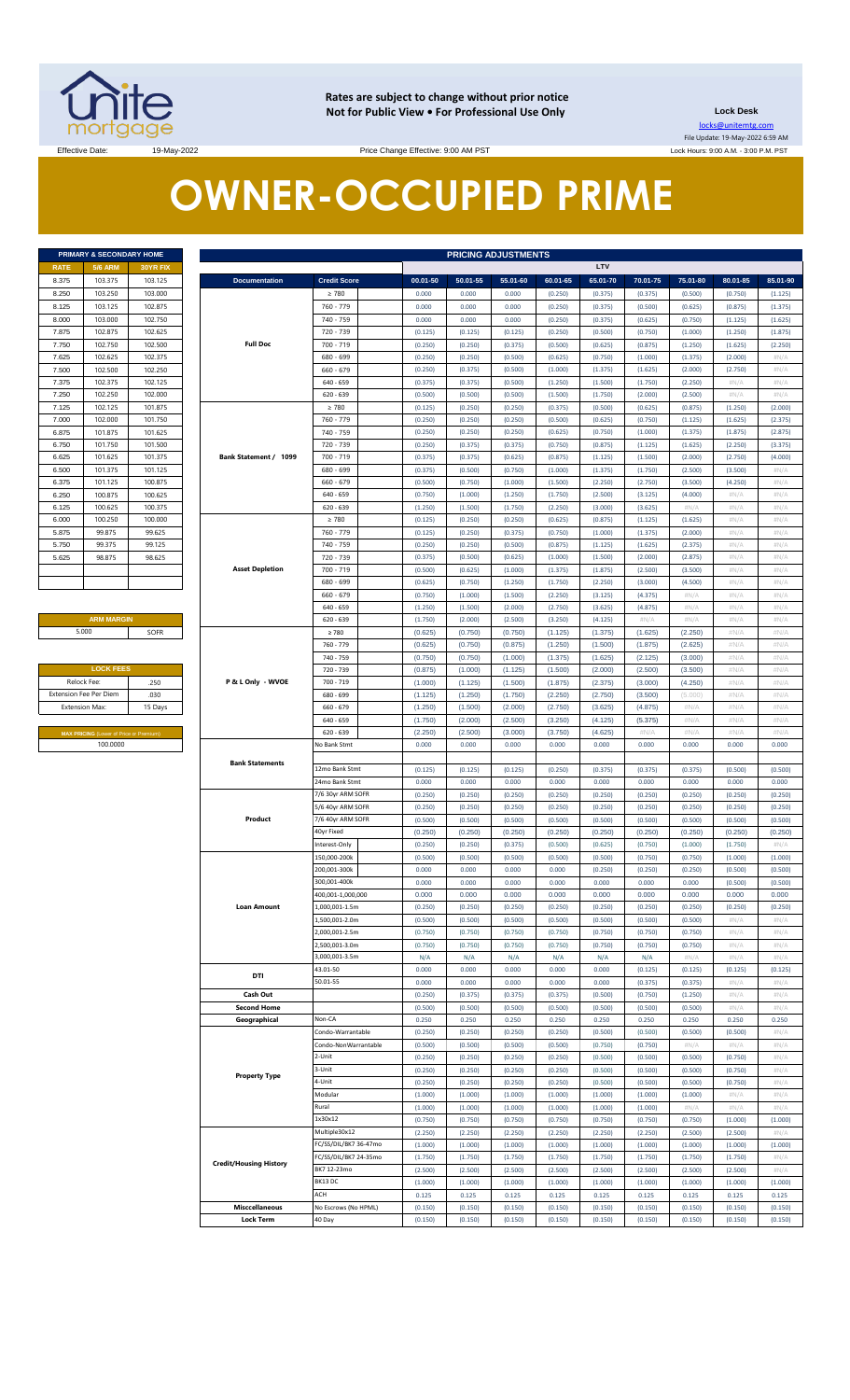Rates are subject to change without prior notice
Not for Public View • For Professional Use Only

**Lock Desk**
locks@unitemtg.com
File Update: 19-May-2022 6:59 AM
Lock Hours: 9:00 A.M. - 3:00 P.M. PST

Effective Date: 19-May-2022 Price Change Effective: 9:00 AM PST

# OWNER-OCCUPIED PRIME

| PRIMARY & SECONDARY HOME | | |
|---|---|---|
| RATE | 5/6 ARM | 30YR FIX |
| 8.375 | 103.375 | 103.125 |
| 8.250 | 103.250 | 103.000 |
| 8.125 | 103.125 | 102.875 |
| 8.000 | 103.000 | 102.750 |
| 7.875 | 102.875 | 102.625 |
| 7.750 | 102.750 | 102.500 |
| 7.625 | 102.625 | 102.375 |
| 7.500 | 102.500 | 102.250 |
| 7.375 | 102.375 | 102.125 |
| 7.250 | 102.250 | 102.000 |
| 7.125 | 102.125 | 101.875 |
| 7.000 | 102.000 | 101.750 |
| 6.875 | 101.875 | 101.625 |
| 6.750 | 101.750 | 101.500 |
| 6.625 | 101.625 | 101.375 |
| 6.500 | 101.375 | 101.125 |
| 6.375 | 101.125 | 100.875 |
| 6.250 | 100.875 | 100.625 |
| 6.125 | 100.625 | 100.375 |
| 6.000 | 100.250 | 100.000 |
| 5.875 | 99.875 | 99.625 |
| 5.750 | 99.375 | 99.125 |
| 5.625 | 98.875 | 98.625 |

| ARM MARGIN | |
|---|---|
| 5.000 | SOFR |

| LOCK FEES | |
|---|---|
| Relock Fee: | .250 |
| Extension Fee Per Diem | .030 |
| Extension Max: | 15 Days |

| MAX PRICING (Lower of Price or Premium) |
|---|
| 100.0000 |

| PRICING ADJUSTMENTS | | | | | | | | | | |
|---|---|---|---|---|---|---|---|---|---|---|
| | | LTV | | | | | | | | |
| Documentation | Credit Score | 00.01-50 | 50.01-55 | 55.01-60 | 60.01-65 | 65.01-70 | 70.01-75 | 75.01-80 | 80.01-85 | 85.01-90 |
| Full Doc | ≥ 780 | 0.000 | 0.000 | 0.000 | (0.250) | (0.375) | (0.375) | (0.500) | (0.750) | (1.125) |
| | 760 - 779 | 0.000 | 0.000 | 0.000 | (0.250) | (0.375) | (0.500) | (0.625) | (0.875) | (1.375) |
| | 740 - 759 | 0.000 | 0.000 | 0.000 | (0.250) | (0.375) | (0.625) | (0.750) | (1.125) | (1.625) |
| | 720 - 739 | (0.125) | (0.125) | (0.125) | (0.250) | (0.500) | (0.750) | (1.000) | (1.250) | (1.875) |
| | 700 - 719 | (0.250) | (0.250) | (0.375) | (0.500) | (0.625) | (0.875) | (1.250) | (1.625) | (2.250) |
| | 680 - 699 | (0.250) | (0.250) | (0.500) | (0.625) | (0.750) | (1.000) | (1.375) | (2.000) | #N/A |
| | 660 - 679 | (0.250) | (0.375) | (0.500) | (1.000) | (1.375) | (1.625) | (2.000) | (2.750) | #N/A |
| | 640 - 659 | (0.375) | (0.375) | (0.500) | (1.250) | (1.500) | (1.750) | (2.250) | #N/A | #N/A |
| | 620 - 639 | (0.500) | (0.500) | (0.500) | (1.500) | (1.750) | (2.000) | (2.500) | #N/A | #N/A |
| Bank Statement / 1099 | ≥ 780 | (0.125) | (0.250) | (0.250) | (0.375) | (0.500) | (0.625) | (0.875) | (1.250) | (2.000) |
| | 760 - 779 | (0.250) | (0.250) | (0.250) | (0.500) | (0.625) | (0.750) | (1.125) | (1.625) | (2.375) |
| | 740 - 759 | (0.250) | (0.250) | (0.250) | (0.625) | (0.750) | (1.000) | (1.375) | (1.875) | (2.875) |
| | 720 - 739 | (0.250) | (0.375) | (0.375) | (0.750) | (0.875) | (1.125) | (1.625) | (2.250) | (3.375) |
| | 700 - 719 | (0.375) | (0.375) | (0.625) | (0.875) | (1.125) | (1.500) | (2.000) | (2.750) | (4.000) |
| | 680 - 699 | (0.375) | (0.500) | (0.750) | (1.000) | (1.375) | (1.750) | (2.500) | (3.500) | #N/A |
| | 660 - 679 | (0.500) | (0.750) | (1.000) | (1.500) | (2.250) | (2.750) | (3.500) | (4.250) | #N/A |
| | 640 - 659 | (0.750) | (1.000) | (1.250) | (1.750) | (2.500) | (3.125) | (4.000) | #N/A | #N/A |
| | 620 - 639 | (1.250) | (1.500) | (1.750) | (2.250) | (3.000) | (3.625) | #N/A | #N/A | #N/A |
| Asset Depletion | ≥ 780 | (0.125) | (0.250) | (0.250) | (0.625) | (0.875) | (1.125) | (1.625) | #N/A | #N/A |
| | 760 - 779 | (0.125) | (0.250) | (0.375) | (0.750) | (1.000) | (1.375) | (2.000) | #N/A | #N/A |
| | 740 - 759 | (0.250) | (0.250) | (0.500) | (0.875) | (1.125) | (1.625) | (2.375) | #N/A | #N/A |
| | 720 - 739 | (0.375) | (0.500) | (0.625) | (1.000) | (1.500) | (2.000) | (2.875) | #N/A | #N/A |
| | 700 - 719 | (0.500) | (0.625) | (1.000) | (1.375) | (1.875) | (2.500) | (3.500) | #N/A | #N/A |
| | 680 - 699 | (0.625) | (0.750) | (1.250) | (1.750) | (2.250) | (3.000) | (4.500) | #N/A | #N/A |
| | 660 - 679 | (0.750) | (1.000) | (1.500) | (2.250) | (3.125) | (4.375) | #N/A | #N/A | #N/A |
| | 640 - 659 | (1.250) | (1.500) | (2.000) | (2.750) | (3.625) | (4.875) | #N/A | #N/A | #N/A |
| | 620 - 639 | (1.750) | (2.000) | (2.500) | (3.250) | (4.125) | #N/A | #N/A | #N/A | #N/A |
| P & L Only - WVOE | ≥ 780 | (0.625) | (0.750) | (0.750) | (1.125) | (1.375) | (1.625) | (2.250) | #N/A | #N/A |
| | 760 - 779 | (0.625) | (0.750) | (0.875) | (1.250) | (1.500) | (1.875) | (2.625) | #N/A | #N/A |
| | 740 - 759 | (0.750) | (0.750) | (1.000) | (1.375) | (1.625) | (2.125) | (3.000) | #N/A | #N/A |
| | 720 - 739 | (0.875) | (1.000) | (1.125) | (1.500) | (2.000) | (2.500) | (3.500) | #N/A | #N/A |
| | 700 - 719 | (1.000) | (1.125) | (1.500) | (1.875) | (2.375) | (3.000) | (4.250) | #N/A | #N/A |
| | 680 - 699 | (1.125) | (1.250) | (1.750) | (2.250) | (2.750) | (3.500) | (5.000) | #N/A | #N/A |
| | 660 - 679 | (1.250) | (1.500) | (2.000) | (2.750) | (3.625) | (4.875) | #N/A | #N/A | #N/A |
| | 640 - 659 | (1.750) | (2.000) | (2.500) | (3.250) | (4.125) | (5.375) | #N/A | #N/A | #N/A |
| | 620 - 639 | (2.250) | (2.500) | (3.000) | (3.750) | (4.625) | #N/A | #N/A | #N/A | #N/A |
| Bank Statements | No Bank Stmt | 0.000 | 0.000 | 0.000 | 0.000 | 0.000 | 0.000 | 0.000 | 0.000 | 0.000 |
| | 12mo Bank Stmt | (0.125) | (0.125) | (0.125) | (0.250) | (0.375) | (0.375) | (0.375) | (0.500) | (0.500) |
| | 24mo Bank Stmt | 0.000 | 0.000 | 0.000 | 0.000 | 0.000 | 0.000 | 0.000 | 0.000 | 0.000 |
| Product | 7/6 30yr ARM SOFR | (0.250) | (0.250) | (0.250) | (0.250) | (0.250) | (0.250) | (0.250) | (0.250) | (0.250) |
| | 5/6 40yr ARM SOFR | (0.250) | (0.250) | (0.250) | (0.250) | (0.250) | (0.250) | (0.250) | (0.250) | (0.250) |
| | 7/6 40yr ARM SOFR | (0.500) | (0.500) | (0.500) | (0.500) | (0.500) | (0.500) | (0.500) | (0.500) | (0.500) |
| | 40yr Fixed | (0.250) | (0.250) | (0.250) | (0.250) | (0.250) | (0.250) | (0.250) | (0.250) | (0.250) |
| | Interest-Only | (0.250) | (0.250) | (0.375) | (0.500) | (0.625) | (0.750) | (1.000) | (1.750) | #N/A |
| Loan Amount | 150,000-200k | (0.500) | (0.500) | (0.500) | (0.500) | (0.500) | (0.750) | (0.750) | (1.000) | (1.000) |
| | 200,001-300k | 0.000 | 0.000 | 0.000 | 0.000 | (0.250) | (0.250) | (0.250) | (0.500) | (0.500) |
| | 300,001-400k | 0.000 | 0.000 | 0.000 | 0.000 | 0.000 | 0.000 | 0.000 | (0.500) | (0.500) |
| | 400,001-1,000,000 | 0.000 | 0.000 | 0.000 | 0.000 | 0.000 | 0.000 | 0.000 | 0.000 | 0.000 |
| | 1,000,001-1.5m | (0.250) | (0.250) | (0.250) | (0.250) | (0.250) | (0.250) | (0.250) | (0.250) | (0.250) |
| | 1,500,001-2.0m | (0.500) | (0.500) | (0.500) | (0.500) | (0.500) | (0.500) | (0.500) | #N/A | #N/A |
| | 2,000,001-2.5m | (0.750) | (0.750) | (0.750) | (0.750) | (0.750) | (0.750) | (0.750) | #N/A | #N/A |
| | 2,500,001-3.0m | (0.750) | (0.750) | (0.750) | (0.750) | (0.750) | (0.750) | (0.750) | #N/A | #N/A |
| | 3,000,001-3.5m | N/A | N/A | N/A | N/A | N/A | N/A | #N/A | #N/A | #N/A |
| DTI | 43.01-50 | 0.000 | 0.000 | 0.000 | 0.000 | 0.000 | (0.125) | (0.125) | (0.125) | (0.125) |
| | 50.01-55 | 0.000 | 0.000 | 0.000 | 0.000 | 0.000 | (0.375) | (0.375) | #N/A | #N/A |
| Cash Out | | (0.250) | (0.375) | (0.375) | (0.375) | (0.500) | (0.750) | (1.250) | #N/A | #N/A |
| Second Home | | (0.500) | (0.500) | (0.500) | (0.500) | (0.500) | (0.500) | (0.500) | #N/A | #N/A |
| Geographical | Non-CA | 0.250 | 0.250 | 0.250 | 0.250 | 0.250 | 0.250 | 0.250 | 0.250 | 0.250 |
| Property Type | Condo-Warrantable | (0.250) | (0.250) | (0.250) | (0.250) | (0.500) | (0.500) | (0.500) | (0.500) | #N/A |
| | Condo-NonWarrantable | (0.500) | (0.500) | (0.500) | (0.500) | (0.750) | (0.750) | #N/A | #N/A | #N/A |
| | 2-Unit | (0.250) | (0.250) | (0.250) | (0.250) | (0.500) | (0.500) | (0.500) | (0.750) | #N/A |
| | 3-Unit | (0.250) | (0.250) | (0.250) | (0.250) | (0.500) | (0.500) | (0.500) | (0.750) | #N/A |
| | 4-Unit | (0.250) | (0.250) | (0.250) | (0.250) | (0.500) | (0.500) | (0.500) | (0.750) | #N/A |
| | Modular | (1.000) | (1.000) | (1.000) | (1.000) | (1.000) | (1.000) | (1.000) | #N/A | #N/A |
| | Rural | (1.000) | (1.000) | (1.000) | (1.000) | (1.000) | (1.000) | #N/A | #N/A | #N/A |
| Credit/Housing History | 1x30x12 | (0.750) | (0.750) | (0.750) | (0.750) | (0.750) | (0.750) | (0.750) | (1.000) | (1.000) |
| | Multiple30x12 | (2.250) | (2.250) | (2.250) | (2.250) | (2.250) | (2.250) | (2.500) | (2.500) | #N/A |
| | FC/SS/DIL/BK7 36-47mo | (1.000) | (1.000) | (1.000) | (1.000) | (1.000) | (1.000) | (1.000) | (1.000) | (1.000) |
| | FC/SS/DIL/BK7 24-35mo | (1.750) | (1.750) | (1.750) | (1.750) | (1.750) | (1.750) | (1.750) | (1.750) | #N/A |
| | BK7 12-23mo | (2.500) | (2.500) | (2.500) | (2.500) | (2.500) | (2.500) | (2.500) | (2.500) | #N/A |
| | BK13 DC | (1.000) | (1.000) | (1.000) | (1.000) | (1.000) | (1.000) | (1.000) | (1.000) | (1.000) |
| | ACH | 0.125 | 0.125 | 0.125 | 0.125 | 0.125 | 0.125 | 0.125 | 0.125 | 0.125 |
| Misccellaneous | No Escrows (No HPML) | (0.150) | (0.150) | (0.150) | (0.150) | (0.150) | (0.150) | (0.150) | (0.150) | (0.150) |
| Lock Term | 40 Day | (0.150) | (0.150) | (0.150) | (0.150) | (0.150) | (0.150) | (0.150) | (0.150) | (0.150) |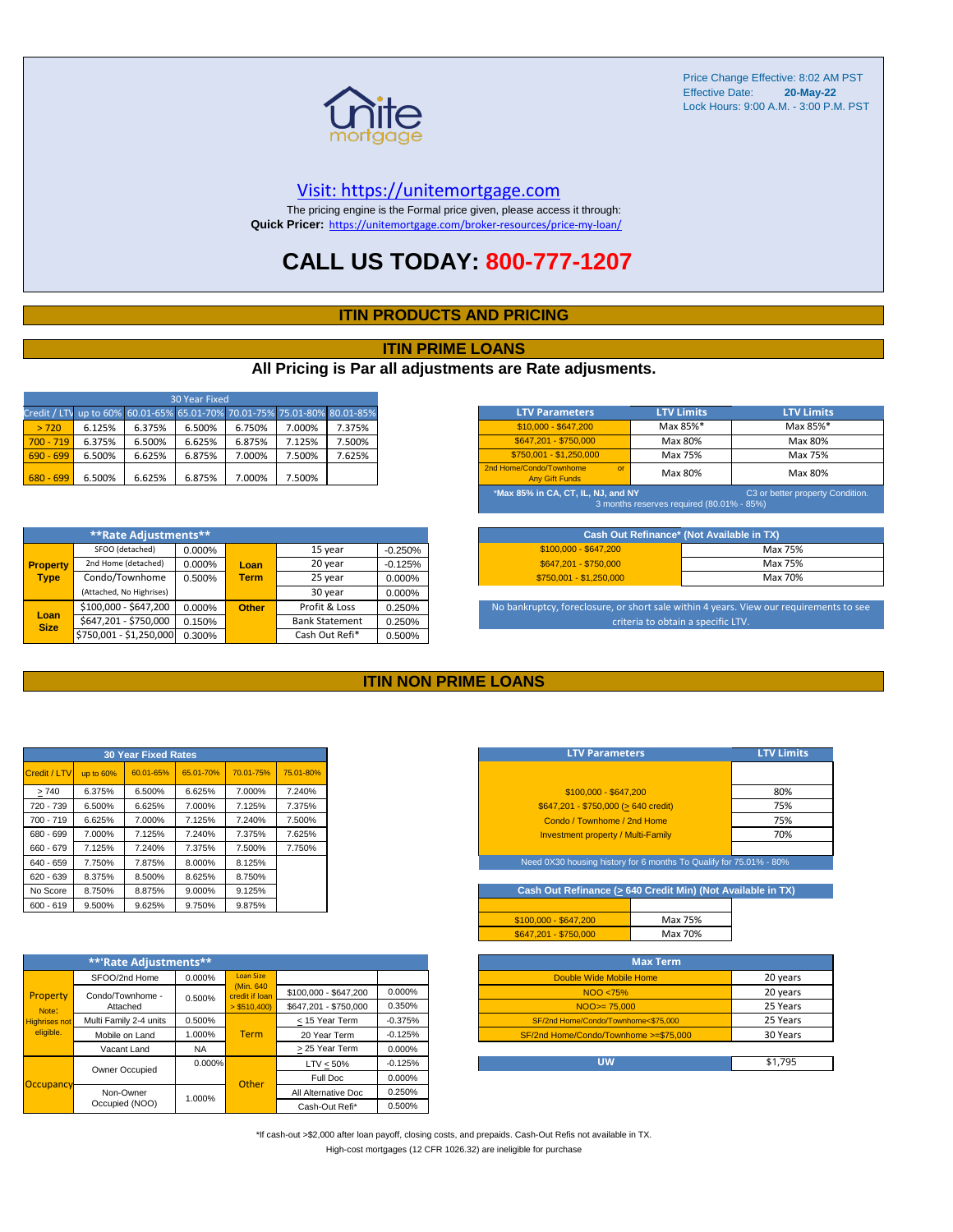Price Change Effective: 8:02 AM PST
Effective Date: **20-May-22**
Lock Hours: 9:00 A.M. - 3:00 P.M. PST

Visit: https://unitemortgage.com

The pricing engine is the Formal price given, please access it through:
**Quick Pricer:** https://unitemortgage.com/broker-resources/price-my-loan/

# CALL US TODAY: 800-777-1207

## ITIN PRODUCTS AND PRICING

## ITIN PRIME LOANS

### All Pricing is Par all adjustments are Rate adjusments.

| 30 Year Fixed | | | | | | |
|---|---|---|---|---|---|---|
| Credit / LTV | up to 60% | 60.01-65% | 65.01-70% | 70.01-75% | 75.01-80% | 80.01-85% |
| > 720 | 6.125% | 6.375% | 6.500% | 6.750% | 7.000% | 7.375% |
| 700 - 719 | 6.375% | 6.500% | 6.625% | 6.875% | 7.125% | 7.500% |
| 690 - 699 | 6.500% | 6.625% | 6.875% | 7.000% | 7.500% | 7.625% |
| 680 - 699 | 6.500% | 6.625% | 6.875% | 7.000% | 7.500% | |

| LTV Parameters | LTV Limits | LTV Limits |
|---|---|---|
| $10,000 - $647,200 | Max 85%* | Max 85%* |
| $647,201 - $750,000 | Max 80% | Max 80% |
| $750,001 - $1,250,000 | Max 75% | Max 75% |
| 2nd Home/Condo/Townhome or Any Gift Funds | Max 80% | Max 80% |

*Max 85% in CA, CT, IL, NJ, and NY — C3 or better property Condition. 3 months reserves required (80.01% - 85%)

| **Rate Adjustments** | | | | | |
|---|---|---|---|---|---|
| Property Type | SFOO (detached) | 0.000% | Loan Term | 15 year | -0.250% |
| | 2nd Home (detached) | 0.000% | | 20 year | -0.125% |
| | Condo/Townhome | 0.500% | | 25 year | 0.000% |
| | (Attached, No Highrises) | | | 30 year | 0.000% |
| Loan Size | $100,000 - $647,200 | 0.000% | Other | Profit & Loss | 0.250% |
| | $647,201 - $750,000 | 0.150% | | Bank Statement | 0.250% |
| | $750,001 - $1,250,000 | 0.300% | | Cash Out Refi* | 0.500% |

| Cash Out Refinance* (Not Available in TX) | |
|---|---|
| $100,000 - $647,200 | Max 75% |
| $647,201 - $750,000 | Max 75% |
| $750,001 - $1,250,000 | Max 70% |

No bankruptcy, foreclosure, or short sale within 4 years. View our requirements to see criteria to obtain a specific LTV.

## ITIN NON PRIME LOANS

| 30 Year Fixed Rates | | | | | |
|---|---|---|---|---|---|
| Credit / LTV | up to 60% | 60.01-65% | 65.01-70% | 70.01-75% | 75.01-80% |
| > 740 | 6.375% | 6.500% | 6.625% | 7.000% | 7.240% |
| 720 - 739 | 6.500% | 6.625% | 7.000% | 7.125% | 7.375% |
| 700 - 719 | 6.625% | 7.000% | 7.125% | 7.240% | 7.500% |
| 680 - 699 | 7.000% | 7.125% | 7.240% | 7.375% | 7.625% |
| 660 - 679 | 7.125% | 7.240% | 7.375% | 7.500% | 7.750% |
| 640 - 659 | 7.750% | 7.875% | 8.000% | 8.125% | |
| 620 - 639 | 8.375% | 8.500% | 8.625% | 8.750% | |
| No Score | 8.750% | 8.875% | 9.000% | 9.125% | |
| 600 - 619 | 9.500% | 9.625% | 9.750% | 9.875% | |

| LTV Parameters | LTV Limits |
|---|---|
| $100,000 - $647,200 | 80% |
| $647,201 - $750,000 (> 640 credit) | 75% |
| Condo / Townhome / 2nd Home | 75% |
| Investment property / Multi-Family | 70% |

Need 0X30 housing history for 6 months To Qualify for 75.01% - 80%

| Cash Out Refinance (> 640 Credit Min) (Not Available in TX) | |
|---|---|
| $100,000 - $647,200 | Max 75% |
| $647,201 - $750,000 | Max 70% |

| **Rate Adjustments** | | | | | |
|---|---|---|---|---|---|
| Property (Note: Highrises not eligible.) | SFOO/2nd Home | 0.000% | Loan Size (Min. 640 credit if loan > $510,400) | $100,000 - $647,200 | 0.000% |
| | Condo/Townhome - Attached | 0.500% | | $647,201 - $750,000 | 0.350% |
| | Multi Family 2-4 units | 0.500% | Term | < 15 Year Term | -0.375% |
| | Mobile on Land | 1.000% | | 20 Year Term | -0.125% |
| | Vacant Land | NA | | > 25 Year Term | 0.000% |
| Occupancy | Owner Occupied | 0.000% | Other | LTV < 50% | -0.125% |
| | | | | Full Doc | 0.000% |
| | Non-Owner Occupied (NOO) | 1.000% | | All Alternative Doc | 0.250% |
| | | | | Cash-Out Refi* | 0.500% |

| Max Term | |
|---|---|
| Double Wide Mobile Home | 20 years |
| NOO <75% | 20 years |
| NOO>= 75,000 | 25 Years |
| SF/2nd Home/Condo/Townhome<$75,000 | 25 Years |
| SF/2nd Home/Condo/Townhome >=$75,000 | 30 Years |

| UW | $1,795 |
|---|---|

*If cash-out >$2,000 after loan payoff, closing costs, and prepaids. Cash-Out Refis not available in TX.
High-cost mortgages (12 CFR 1026.32) are ineligible for purchase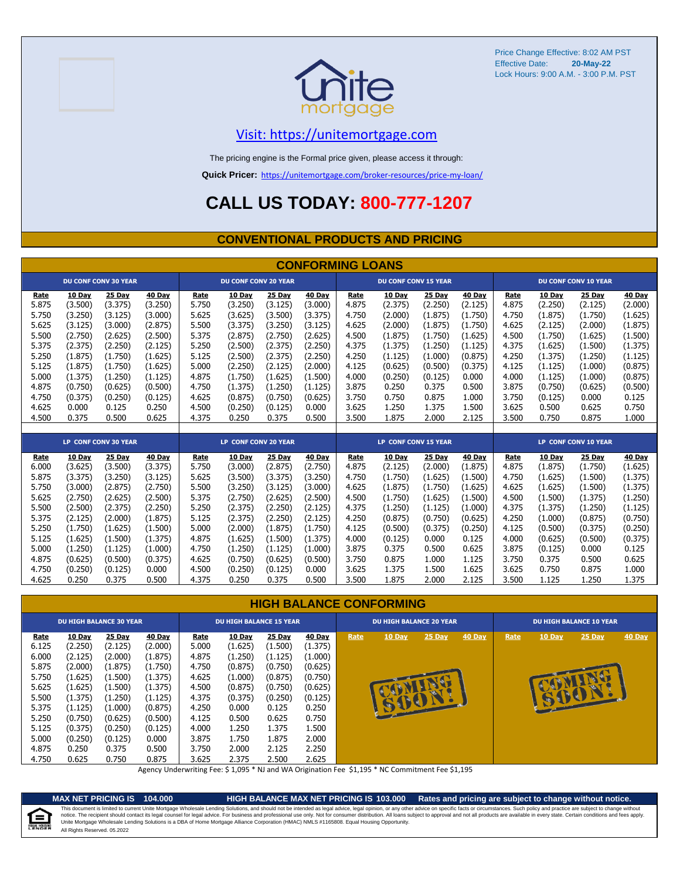Price Change Effective: 8:02 AM PST
Effective Date: **20-May-22**
Lock Hours: 9:00 A.M. - 3:00 P.M. PST

unite mortgage

[Visit: https://unitemortgage.com](https://unitemortgage.com)

The pricing engine is the Formal price given, please access it through:

**Quick Pricer:** [https://unitemortgage.com/broker-resources/price-my-loan/](https://unitemortgage.com/broker-resources/price-my-loan/)

# CALL US TODAY: 800-777-1207

## CONVENTIONAL PRODUCTS AND PRICING

### CONFORMING LOANS

| DU CONF CONV 30 YEAR | | | | DU CONF CONV 20 YEAR | | | | DU CONF CONV 15 YEAR | | | | DU CONF CONV 10 YEAR | | | |
|---|---|---|---|---|---|---|---|---|---|---|---|---|---|---|---|
| Rate | 10 Day | 25 Day | 40 Day | Rate | 10 Day | 25 Day | 40 Day | Rate | 10 Day | 25 Day | 40 Day | Rate | 10 Day | 25 Day | 40 Day |
| 5.875 | (3.500) | (3.375) | (3.250) | 5.750 | (3.250) | (3.125) | (3.000) | 4.875 | (2.375) | (2.250) | (2.125) | 4.875 | (2.250) | (2.125) | (2.000) |
| 5.750 | (3.250) | (3.125) | (3.000) | 5.625 | (3.625) | (3.500) | (3.375) | 4.750 | (2.000) | (1.875) | (1.750) | 4.750 | (1.875) | (1.750) | (1.625) |
| 5.625 | (3.125) | (3.000) | (2.875) | 5.500 | (3.375) | (3.250) | (3.125) | 4.625 | (2.000) | (1.875) | (1.750) | 4.625 | (2.125) | (2.000) | (1.875) |
| 5.500 | (2.750) | (2.625) | (2.500) | 5.375 | (2.875) | (2.750) | (2.625) | 4.500 | (1.875) | (1.750) | (1.625) | 4.500 | (1.750) | (1.625) | (1.500) |
| 5.375 | (2.375) | (2.250) | (2.125) | 5.250 | (2.500) | (2.375) | (2.250) | 4.375 | (1.375) | (1.250) | (1.125) | 4.375 | (1.625) | (1.500) | (1.375) |
| 5.250 | (1.875) | (1.750) | (1.625) | 5.125 | (2.500) | (2.375) | (2.250) | 4.250 | (1.125) | (1.000) | (0.875) | 4.250 | (1.375) | (1.250) | (1.125) |
| 5.125 | (1.875) | (1.750) | (1.625) | 5.000 | (2.250) | (2.125) | (2.000) | 4.125 | (0.625) | (0.500) | (0.375) | 4.125 | (1.125) | (1.000) | (0.875) |
| 5.000 | (1.375) | (1.250) | (1.125) | 4.875 | (1.750) | (1.625) | (1.500) | 4.000 | (0.250) | (0.125) | 0.000 | 4.000 | (1.125) | (1.000) | (0.875) |
| 4.875 | (0.750) | (0.625) | (0.500) | 4.750 | (1.375) | (1.250) | (1.125) | 3.875 | 0.250 | 0.375 | 0.500 | 3.875 | (0.750) | (0.625) | (0.500) |
| 4.750 | (0.375) | (0.250) | (0.125) | 4.625 | (0.875) | (0.750) | (0.625) | 3.750 | 0.750 | 0.875 | 1.000 | 3.750 | (0.125) | 0.000 | 0.125 |
| 4.625 | 0.000 | 0.125 | 0.250 | 4.500 | (0.250) | (0.125) | 0.000 | 3.625 | 1.250 | 1.375 | 1.500 | 3.625 | 0.500 | 0.625 | 0.750 |
| 4.500 | 0.375 | 0.500 | 0.625 | 4.375 | 0.250 | 0.375 | 0.500 | 3.500 | 1.875 | 2.000 | 2.125 | 3.500 | 0.750 | 0.875 | 1.000 |

| LP CONF CONV 30 YEAR | | | | LP CONF CONV 20 YEAR | | | | LP CONF CONV 15 YEAR | | | | LP CONF CONV 10 YEAR | | | |
|---|---|---|---|---|---|---|---|---|---|---|---|---|---|---|---|
| Rate | 10 Day | 25 Day | 40 Day | Rate | 10 Day | 25 Day | 40 Day | Rate | 10 Day | 25 Day | 40 Day | Rate | 10 Day | 25 Day | 40 Day |
| 6.000 | (3.625) | (3.500) | (3.375) | 5.750 | (3.000) | (2.875) | (2.750) | 4.875 | (2.125) | (2.000) | (1.875) | 4.875 | (1.875) | (1.750) | (1.625) |
| 5.875 | (3.375) | (3.250) | (3.125) | 5.625 | (3.500) | (3.375) | (3.250) | 4.750 | (1.750) | (1.625) | (1.500) | 4.750 | (1.625) | (1.500) | (1.375) |
| 5.750 | (3.000) | (2.875) | (2.750) | 5.500 | (3.250) | (3.125) | (3.000) | 4.625 | (1.875) | (1.750) | (1.625) | 4.625 | (1.625) | (1.500) | (1.375) |
| 5.625 | (2.750) | (2.625) | (2.500) | 5.375 | (2.750) | (2.625) | (2.500) | 4.500 | (1.750) | (1.625) | (1.500) | 4.500 | (1.500) | (1.375) | (1.250) |
| 5.500 | (2.500) | (2.375) | (2.250) | 5.250 | (2.375) | (2.250) | (2.125) | 4.375 | (1.250) | (1.125) | (1.000) | 4.375 | (1.375) | (1.250) | (1.125) |
| 5.375 | (2.125) | (2.000) | (1.875) | 5.125 | (2.375) | (2.250) | (2.125) | 4.250 | (0.875) | (0.750) | (0.625) | 4.250 | (1.000) | (0.875) | (0.750) |
| 5.250 | (1.750) | (1.625) | (1.500) | 5.000 | (2.000) | (1.875) | (1.750) | 4.125 | (0.500) | (0.375) | (0.250) | 4.125 | (0.500) | (0.375) | (0.250) |
| 5.125 | (1.625) | (1.500) | (1.375) | 4.875 | (1.625) | (1.500) | (1.375) | 4.000 | (0.125) | 0.000 | 0.125 | 4.000 | (0.625) | (0.500) | (0.375) |
| 5.000 | (1.250) | (1.125) | (1.000) | 4.750 | (1.250) | (1.125) | (1.000) | 3.875 | 0.375 | 0.500 | 0.625 | 3.875 | (0.125) | 0.000 | 0.125 |
| 4.875 | (0.625) | (0.500) | (0.375) | 4.625 | (0.750) | (0.625) | (0.500) | 3.750 | 0.875 | 1.000 | 1.125 | 3.750 | 0.375 | 0.500 | 0.625 |
| 4.750 | (0.250) | (0.125) | 0.000 | 4.500 | (0.250) | (0.125) | 0.000 | 3.625 | 1.375 | 1.500 | 1.625 | 3.625 | 0.750 | 0.875 | 1.000 |
| 4.625 | 0.250 | 0.375 | 0.500 | 4.375 | 0.250 | 0.375 | 0.500 | 3.500 | 1.875 | 2.000 | 2.125 | 3.500 | 1.125 | 1.250 | 1.375 |

### HIGH BALANCE CONFORMING

| DU HIGH BALANCE 30 YEAR | | | | DU HIGH BALANCE 15 YEAR | | | | DU HIGH BALANCE 20 YEAR | | | | DU HIGH BALANCE 10 YEAR | | | |
|---|---|---|---|---|---|---|---|---|---|---|---|---|---|---|---|
| Rate | 10 Day | 25 Day | 40 Day | Rate | 10 Day | 25 Day | 40 Day | Rate | 10 Day | 25 Day | 40 Day | Rate | 10 Day | 25 Day | 40 Day |
| 6.125 | (2.250) | (2.125) | (2.000) | 5.000 | (1.625) | (1.500) | (1.375) | COMING SOON! | | | | COMING SOON! | | | |
| 6.000 | (2.125) | (2.000) | (1.875) | 4.875 | (1.250) | (1.125) | (1.000) | | | | | | | | |
| 5.875 | (2.000) | (1.875) | (1.750) | 4.750 | (0.875) | (0.750) | (0.625) | | | | | | | | |
| 5.750 | (1.625) | (1.500) | (1.375) | 4.625 | (1.000) | (0.875) | (0.750) | | | | | | | | |
| 5.625 | (1.625) | (1.500) | (1.375) | 4.500 | (0.875) | (0.750) | (0.625) | | | | | | | | |
| 5.500 | (1.375) | (1.250) | (1.125) | 4.375 | (0.375) | (0.250) | (0.125) | | | | | | | | |
| 5.375 | (1.125) | (1.000) | (0.875) | 4.250 | 0.000 | 0.125 | 0.250 | | | | | | | | |
| 5.250 | (0.750) | (0.625) | (0.500) | 4.125 | 0.500 | 0.625 | 0.750 | | | | | | | | |
| 5.125 | (0.375) | (0.250) | (0.125) | 4.000 | 1.250 | 1.375 | 1.500 | | | | | | | | |
| 5.000 | (0.250) | (0.125) | 0.000 | 3.875 | 1.750 | 1.875 | 2.000 | | | | | | | | |
| 4.875 | 0.250 | 0.375 | 0.500 | 3.750 | 2.000 | 2.125 | 2.250 | | | | | | | | |
| 4.750 | 0.625 | 0.750 | 0.875 | 3.625 | 2.375 | 2.500 | 2.625 | | | | | | | | |

Agency Underwriting Fee: $ 1,095 * NJ and WA Origination Fee $1,195 * NC Commitment Fee $1,195

**MAX NET PRICING IS 104.000** **HIGH BALANCE MAX NET PRICING IS 103.000** **Rates and pricing are subject to change without notice.**

This document is limited to current Unite Mortgage Wholesale Lending Solutions, and should not be intended as legal advice, legal opinion, or any other advice on specific facts or circumstances. Such policy and practice are subject to change without notice. The recipient should contact its legal counsel for legal advice. For business and professional use only. Not for consumer distribution. All loans subject to approval and not all products are available in every state. Certain conditions and fees apply. Unite Mortgage Wholesale Lending Solutions is a DBA of Home Mortgage Alliance Corporation (HMAC) NMLS #1165808. Equal Housing Opportunity.
All Rights Reserved. 05.2022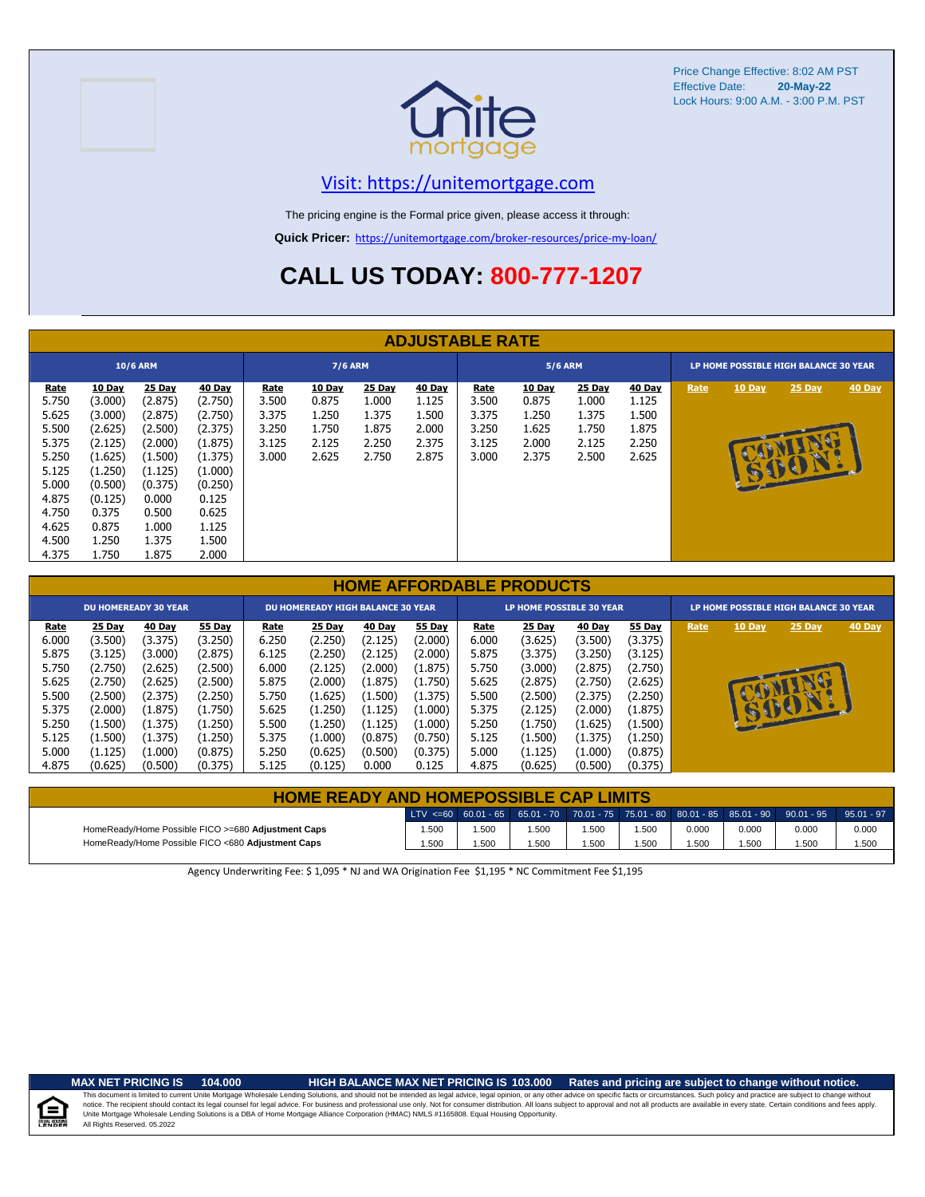Price Change Effective: 8:02 AM PST
Effective Date: **20-May-22**
Lock Hours: 9:00 A.M. - 3:00 P.M. PST

unite mortgage

[Visit: https://unitemortgage.com](https://unitemortgage.com)

The pricing engine is the Formal price given, please access it through:

**Quick Pricer:** [https://unitemortgage.com/broker-resources/price-my-loan/](https://unitemortgage.com/broker-resources/price-my-loan/)

# CALL US TODAY: 800-777-1207

## ADJUSTABLE RATE

| 10/6 ARM | | | | 7/6 ARM | | | | 5/6 ARM | | | | LP HOME POSSIBLE HIGH BALANCE 30 YEAR | | | |
|---|---|---|---|---|---|---|---|---|---|---|---|---|---|---|---|
| Rate | 10 Day | 25 Day | 40 Day | Rate | 10 Day | 25 Day | 40 Day | Rate | 10 Day | 25 Day | 40 Day | Rate | 10 Day | 25 Day | 40 Day |
| 5.750 | (3.000) | (2.875) | (2.750) | 3.500 | 0.875 | 1.000 | 1.125 | 3.500 | 0.875 | 1.000 | 1.125 | COMING SOON! | | | |
| 5.625 | (3.000) | (2.875) | (2.750) | 3.375 | 1.250 | 1.375 | 1.500 | 3.375 | 1.250 | 1.375 | 1.500 | | | | |
| 5.500 | (2.625) | (2.500) | (2.375) | 3.250 | 1.750 | 1.875 | 2.000 | 3.250 | 1.625 | 1.750 | 1.875 | | | | |
| 5.375 | (2.125) | (2.000) | (1.875) | 3.125 | 2.125 | 2.250 | 2.375 | 3.125 | 2.000 | 2.125 | 2.250 | | | | |
| 5.250 | (1.625) | (1.500) | (1.375) | 3.000 | 2.625 | 2.750 | 2.875 | 3.000 | 2.375 | 2.500 | 2.625 | | | | |
| 5.125 | (1.250) | (1.125) | (1.000) | | | | | | | | | | | | |
| 5.000 | (0.500) | (0.375) | (0.250) | | | | | | | | | | | | |
| 4.875 | (0.125) | 0.000 | 0.125 | | | | | | | | | | | | |
| 4.750 | 0.375 | 0.500 | 0.625 | | | | | | | | | | | | |
| 4.625 | 0.875 | 1.000 | 1.125 | | | | | | | | | | | | |
| 4.500 | 1.250 | 1.375 | 1.500 | | | | | | | | | | | | |
| 4.375 | 1.750 | 1.875 | 2.000 | | | | | | | | | | | | |

## HOME AFFORDABLE PRODUCTS

| DU HOMEREADY 30 YEAR | | | | DU HOMEREADY HIGH BALANCE 30 YEAR | | | | LP HOME POSSIBLE 30 YEAR | | | | LP HOME POSSIBLE HIGH BALANCE 30 YEAR | | | |
|---|---|---|---|---|---|---|---|---|---|---|---|---|---|---|---|
| Rate | 25 Day | 40 Day | 55 Day | Rate | 25 Day | 40 Day | 55 Day | Rate | 25 Day | 40 Day | 55 Day | Rate | 10 Day | 25 Day | 40 Day |
| 6.000 | (3.500) | (3.375) | (3.250) | 6.250 | (2.250) | (2.125) | (2.000) | 6.000 | (3.625) | (3.500) | (3.375) | COMING SOON! | | | |
| 5.875 | (3.125) | (3.000) | (2.875) | 6.125 | (2.250) | (2.125) | (2.000) | 5.875 | (3.375) | (3.250) | (3.125) | | | | |
| 5.750 | (2.750) | (2.625) | (2.500) | 6.000 | (2.125) | (2.000) | (1.875) | 5.750 | (3.000) | (2.875) | (2.750) | | | | |
| 5.625 | (2.750) | (2.625) | (2.500) | 5.875 | (2.000) | (1.875) | (1.750) | 5.625 | (2.875) | (2.750) | (2.625) | | | | |
| 5.500 | (2.500) | (2.375) | (2.250) | 5.750 | (1.625) | (1.500) | (1.375) | 5.500 | (2.500) | (2.375) | (2.250) | | | | |
| 5.375 | (2.000) | (1.875) | (1.750) | 5.625 | (1.250) | (1.125) | (1.000) | 5.375 | (2.125) | (2.000) | (1.875) | | | | |
| 5.250 | (1.500) | (1.375) | (1.250) | 5.500 | (1.250) | (1.125) | (1.000) | 5.250 | (1.750) | (1.625) | (1.500) | | | | |
| 5.125 | (1.500) | (1.375) | (1.250) | 5.375 | (1.000) | (0.875) | (0.750) | 5.125 | (1.500) | (1.375) | (1.250) | | | | |
| 5.000 | (1.125) | (1.000) | (0.875) | 5.250 | (0.625) | (0.500) | (0.375) | 5.000 | (1.125) | (1.000) | (0.875) | | | | |
| 4.875 | (0.625) | (0.500) | (0.375) | 5.125 | (0.125) | 0.000 | 0.125 | 4.875 | (0.625) | (0.500) | (0.375) | | | | |

## HOME READY AND HOMEPOSSIBLE CAP LIMITS

| | LTV <=60 | 60.01 - 65 | 65.01 - 70 | 70.01 - 75 | 75.01 - 80 | 80.01 - 85 | 85.01 - 90 | 90.01 - 95 | 95.01 - 97 |
|---|---|---|---|---|---|---|---|---|---|
| HomeReady/Home Possible FICO >=680 **Adjustment Caps** | 1.500 | 1.500 | 1.500 | 1.500 | 1.500 | 0.000 | 0.000 | 0.000 | 0.000 |
| HomeReady/Home Possible FICO <680 **Adjustment Caps** | 1.500 | 1.500 | 1.500 | 1.500 | 1.500 | 1.500 | 1.500 | 1.500 | 1.500 |

Agency Underwriting Fee: $ 1,095 * NJ and WA Origination Fee $1,195 * NC Commitment Fee $1,195

**MAX NET PRICING IS 104.000** **HIGH BALANCE MAX NET PRICING IS 103.000** **Rates and pricing are subject to change without notice.**

This document is limited to current Unite Mortgage Wholesale Lending Solutions, and should not be intended as legal advice, legal opinion, or any other advice on specific facts or circumstances. Such policy and practice are subject to change without notice. The recipient should contact its legal counsel for legal advice. For business and professional use only. Not for consumer distribution. All loans subject to approval and not all products are available in every state. Certain conditions and fees apply. Unite Mortgage Wholesale Lending Solutions is a DBA of Home Mortgage Alliance Corporation (HMAC) NMLS #1165808. Equal Housing Opportunity.
All Rights Reserved. 05.2022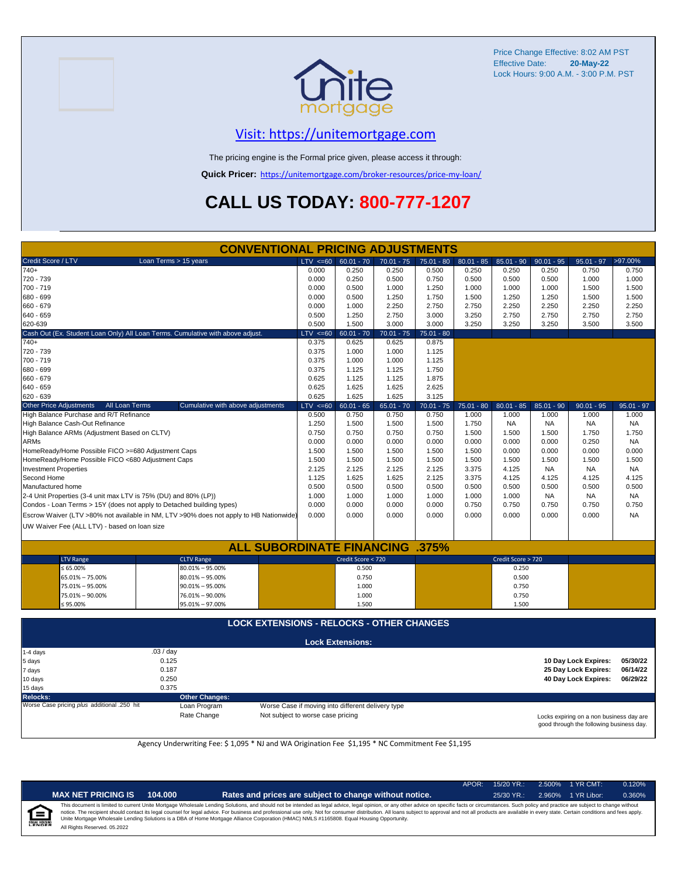Price Change Effective: 8:02 AM PST
Effective Date: **20-May-22**
Lock Hours: 9:00 A.M. - 3:00 P.M. PST

## Visit: https://unitemortgage.com

The pricing engine is the Formal price given, please access it through:

**Quick Pricer:** https://unitemortgage.com/broker-resources/price-my-loan/

# CALL US TODAY: 800-777-1207

## CONVENTIONAL PRICING ADJUSTMENTS

| Credit Score / LTV — Loan Terms > 15 years | LTV <=60 | 60.01 - 70 | 70.01 - 75 | 75.01 - 80 | 80.01 - 85 | 85.01 - 90 | 90.01 - 95 | 95.01 - 97 | >97.00% |
|---|---|---|---|---|---|---|---|---|---|
| 740+ | 0.000 | 0.250 | 0.250 | 0.500 | 0.250 | 0.250 | 0.250 | 0.750 | 0.750 |
| 720 - 739 | 0.000 | 0.250 | 0.500 | 0.750 | 0.500 | 0.500 | 0.500 | 1.000 | 1.000 |
| 700 - 719 | 0.000 | 0.500 | 1.000 | 1.250 | 1.000 | 1.000 | 1.000 | 1.500 | 1.500 |
| 680 - 699 | 0.000 | 0.500 | 1.250 | 1.750 | 1.500 | 1.250 | 1.250 | 1.500 | 1.500 |
| 660 - 679 | 0.000 | 1.000 | 2.250 | 2.750 | 2.750 | 2.250 | 2.250 | 2.250 | 2.250 |
| 640 - 659 | 0.500 | 1.250 | 2.750 | 3.000 | 3.250 | 2.750 | 2.750 | 2.750 | 2.750 |
| 620-639 | 0.500 | 1.500 | 3.000 | 3.000 | 3.250 | 3.250 | 3.250 | 3.500 | 3.500 |

| Cash Out (Ex. Student Loan Only) All Loan Terms. Cumulative with above adjust. | LTV <=60 | 60.01 - 70 | 70.01 - 75 | 75.01 - 80 |
|---|---|---|---|---|
| 740+ | 0.375 | 0.625 | 0.625 | 0.875 |
| 720 - 739 | 0.375 | 1.000 | 1.000 | 1.125 |
| 700 - 719 | 0.375 | 1.000 | 1.000 | 1.125 |
| 680 - 699 | 0.375 | 1.125 | 1.125 | 1.750 |
| 660 - 679 | 0.625 | 1.125 | 1.125 | 1.875 |
| 640 - 659 | 0.625 | 1.625 | 1.625 | 2.625 |
| 620 - 639 | 0.625 | 1.625 | 1.625 | 3.125 |

| Other Price Adjustments — All Loan Terms — Cumulative with above adjustments | LTV <=60 | 60.01 - 65 | 65.01 - 70 | 70.01 - 75 | 75.01 - 80 | 80.01 - 85 | 85.01 - 90 | 90.01 - 95 | 95.01 - 97 |
|---|---|---|---|---|---|---|---|---|---|
| High Balance Purchase and R/T Refinance | 0.500 | 0.750 | 0.750 | 0.750 | 1.000 | 1.000 | 1.000 | 1.000 | 1.000 |
| High Balance Cash-Out Refinance | 1.250 | 1.500 | 1.500 | 1.500 | 1.750 | NA | NA | NA | NA |
| High Balance ARMs (Adjustment Based on CLTV) | 0.750 | 0.750 | 0.750 | 0.750 | 1.500 | 1.500 | 1.500 | 1.750 | 1.750 |
| ARMs | 0.000 | 0.000 | 0.000 | 0.000 | 0.000 | 0.000 | 0.000 | 0.250 | NA |
| HomeReady/Home Possible FICO >=680 Adjustment Caps | 1.500 | 1.500 | 1.500 | 1.500 | 1.500 | 0.000 | 0.000 | 0.000 | 0.000 |
| HomeReady/Home Possible FICO <680 Adjustment Caps | 1.500 | 1.500 | 1.500 | 1.500 | 1.500 | 1.500 | 1.500 | 1.500 | 1.500 |
| Investment Properties | 2.125 | 2.125 | 2.125 | 2.125 | 3.375 | 4.125 | NA | NA | NA |
| Second Home | 1.125 | 1.625 | 1.625 | 2.125 | 3.375 | 4.125 | 4.125 | 4.125 | 4.125 |
| Manufactured home | 0.500 | 0.500 | 0.500 | 0.500 | 0.500 | 0.500 | 0.500 | 0.500 | 0.500 |
| 2-4 Unit Properties (3-4 unit max LTV is 75% (DU) and 80% (LP)) | 1.000 | 1.000 | 1.000 | 1.000 | 1.000 | 1.000 | NA | NA | NA |
| Condos - Loan Terms > 15Y (does not apply to Detached building types) | 0.000 | 0.000 | 0.000 | 0.000 | 0.750 | 0.750 | 0.750 | 0.750 | 0.750 |
| Escrow Waiver (LTV >80% not available in NM, LTV >90% does not apply to HB Nationwide) | 0.000 | 0.000 | 0.000 | 0.000 | 0.000 | 0.000 | 0.000 | 0.000 | NA |
| UW Waiver Fee (ALL LTV) - based on loan size | | | | | | | | | |

## ALL SUBORDINATE FINANCING .375%

| LTV Range | CLTV Range | Credit Score < 720 | Credit Score > 720 |
|---|---|---|---|
| ≤ 65.00% | 80.01% – 95.00% | 0.500 | 0.250 |
| 65.01% – 75.00% | 80.01% – 95.00% | 0.750 | 0.500 |
| 75.01% – 95.00% | 90.01% – 95.00% | 1.000 | 0.750 |
| 75.01% – 90.00% | 76.01% – 90.00% | 1.000 | 0.750 |
| ≤ 95.00% | 95.01% – 97.00% | 1.500 | 1.500 |

## LOCK EXTENSIONS - RELOCKS - OTHER CHANGES

### Lock Extensions:

| Days | |
|---|---|
| 1-4 days | .03 / day |
| 5 days | 0.125 |
| 7 days | 0.187 |
| 10 days | 0.250 |
| 15 days | 0.375 |

| | |
|---|---|
| **10 Day Lock Expires:** | **05/30/22** |
| **25 Day Lock Expires:** | **06/14/22** |
| **40 Day Lock Expires:** | **06/29/22** |

**Relocks:** Worse Case pricing *plus* additional .250 hit

**Other Changes:**

| | |
|---|---|
| Loan Program | Worse Case if moving into different delivery type |
| Rate Change | Not subject to worse case pricing |

Locks expiring on a non business day are good through the following business day.

Agency Underwriting Fee: $ 1,095 * NJ and WA Origination Fee $1,195 * NC Commitment Fee $1,195

**MAX NET PRICING IS 104.000** — **Rates and prices are subject to change without notice.**

| APOR: | | | |
|---|---|---|---|
| 15/20 YR.: | 2.500% | 1 YR CMT: | 0.120% |
| 25/30 YR.: | 2.960% | 1 YR Libor: | 0.360% |

This document is limited to current Unite Mortgage Wholesale Lending Solutions, and should not be intended as legal advice, legal opinion, or any other advice on specific facts or circumstances. Such policy and practice are subject to change without notice. The recipient should contact its legal counsel for legal advice. For business and professional use only. Not for consumer distribution. All loans subject to approval and not all products are available in every state. Certain conditions and fees apply. Unite Mortgage Wholesale Lending Solutions is a DBA of Home Mortgage Alliance Corporation (HMAC) NMLS #1165808. Equal Housing Opportunity.
All Rights Reserved. 05.2022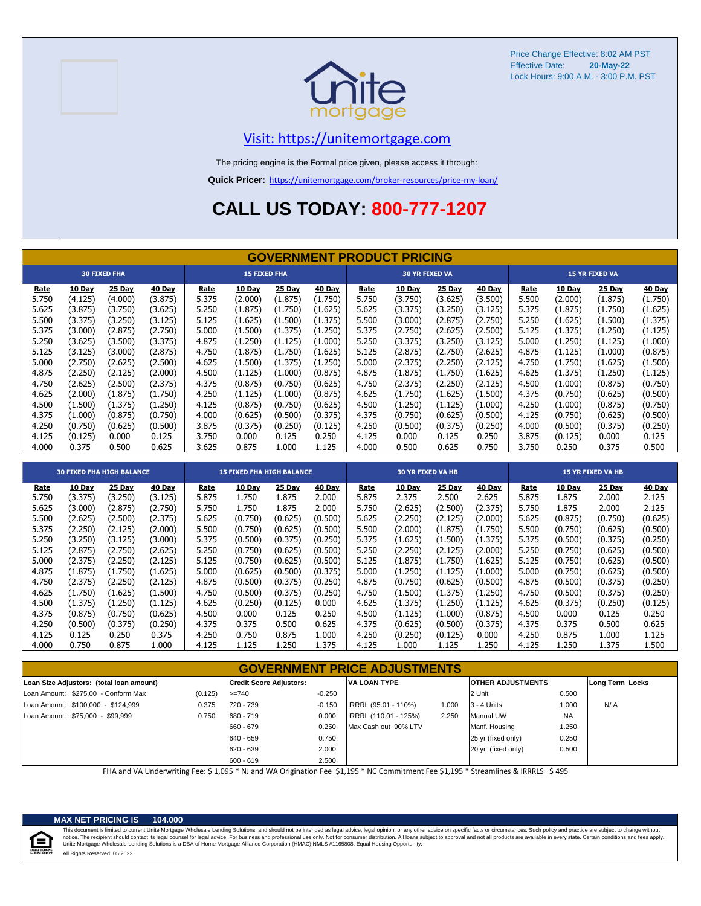Price Change Effective: 8:02 AM PST
Effective Date: **20-May-22**
Lock Hours: 9:00 A.M. - 3:00 P.M. PST

unite mortgage

[Visit: https://unitemortgage.com](https://unitemortgage.com)

The pricing engine is the Formal price given, please access it through:

**Quick Pricer:** https://unitemortgage.com/broker-resources/price-my-loan/

# CALL US TODAY: 800-777-1207

## GOVERNMENT PRODUCT PRICING

| 30 FIXED FHA | | | | 15 FIXED FHA | | | | 30 YR FIXED VA | | | | 15 YR FIXED VA | | | |
|---|---|---|---|---|---|---|---|---|---|---|---|---|---|---|---|
| Rate | 10 Day | 25 Day | 40 Day | Rate | 10 Day | 25 Day | 40 Day | Rate | 10 Day | 25 Day | 40 Day | Rate | 10 Day | 25 Day | 40 Day |
| 5.750 | (4.125) | (4.000) | (3.875) | 5.375 | (2.000) | (1.875) | (1.750) | 5.750 | (3.750) | (3.625) | (3.500) | 5.500 | (2.000) | (1.875) | (1.750) |
| 5.625 | (3.875) | (3.750) | (3.625) | 5.250 | (1.875) | (1.750) | (1.625) | 5.625 | (3.375) | (3.250) | (3.125) | 5.375 | (1.875) | (1.750) | (1.625) |
| 5.500 | (3.375) | (3.250) | (3.125) | 5.125 | (1.625) | (1.500) | (1.375) | 5.500 | (3.000) | (2.875) | (2.750) | 5.250 | (1.625) | (1.500) | (1.375) |
| 5.375 | (3.000) | (2.875) | (2.750) | 5.000 | (1.500) | (1.375) | (1.250) | 5.375 | (2.750) | (2.625) | (2.500) | 5.125 | (1.375) | (1.250) | (1.125) |
| 5.250 | (3.625) | (3.500) | (3.375) | 4.875 | (1.250) | (1.125) | (1.000) | 5.250 | (3.375) | (3.250) | (3.125) | 5.000 | (1.250) | (1.125) | (1.000) |
| 5.125 | (3.125) | (3.000) | (2.875) | 4.750 | (1.875) | (1.750) | (1.625) | 5.125 | (2.875) | (2.750) | (2.625) | 4.875 | (1.125) | (1.000) | (0.875) |
| 5.000 | (2.750) | (2.625) | (2.500) | 4.625 | (1.500) | (1.375) | (1.250) | 5.000 | (2.375) | (2.250) | (2.125) | 4.750 | (1.750) | (1.625) | (1.500) |
| 4.875 | (2.250) | (2.125) | (2.000) | 4.500 | (1.125) | (1.000) | (0.875) | 4.875 | (1.875) | (1.750) | (1.625) | 4.625 | (1.375) | (1.250) | (1.125) |
| 4.750 | (2.625) | (2.500) | (2.375) | 4.375 | (0.875) | (0.750) | (0.625) | 4.750 | (2.375) | (2.250) | (2.125) | 4.500 | (1.000) | (0.875) | (0.750) |
| 4.625 | (2.000) | (1.875) | (1.750) | 4.250 | (1.125) | (1.000) | (0.875) | 4.625 | (1.750) | (1.625) | (1.500) | 4.375 | (0.750) | (0.625) | (0.500) |
| 4.500 | (1.500) | (1.375) | (1.250) | 4.125 | (0.875) | (0.750) | (0.625) | 4.500 | (1.250) | (1.125) | (1.000) | 4.250 | (1.000) | (0.875) | (0.750) |
| 4.375 | (1.000) | (0.875) | (0.750) | 4.000 | (0.625) | (0.500) | (0.375) | 4.375 | (0.750) | (0.625) | (0.500) | 4.125 | (0.750) | (0.625) | (0.500) |
| 4.250 | (0.750) | (0.625) | (0.500) | 3.875 | (0.375) | (0.250) | (0.125) | 4.250 | (0.500) | (0.375) | (0.250) | 4.000 | (0.500) | (0.375) | (0.250) |
| 4.125 | (0.125) | 0.000 | 0.125 | 3.750 | 0.000 | 0.125 | 0.250 | 4.125 | 0.000 | 0.125 | 0.250 | 3.875 | (0.125) | 0.000 | 0.125 |
| 4.000 | 0.375 | 0.500 | 0.625 | 3.625 | 0.875 | 1.000 | 1.125 | 4.000 | 0.500 | 0.625 | 0.750 | 3.750 | 0.250 | 0.375 | 0.500 |

| 30 FIXED FHA HIGH BALANCE | | | | 15 FIXED FHA HIGH BALANCE | | | | 30 YR FIXED VA HB | | | | 15 YR FIXED VA HB | | | |
|---|---|---|---|---|---|---|---|---|---|---|---|---|---|---|---|
| Rate | 10 Day | 25 Day | 40 Day | Rate | 10 Day | 25 Day | 40 Day | Rate | 10 Day | 25 Day | 40 Day | Rate | 10 Day | 25 Day | 40 Day |
| 5.750 | (3.375) | (3.250) | (3.125) | 5.875 | 1.750 | 1.875 | 2.000 | 5.875 | 2.375 | 2.500 | 2.625 | 5.875 | 1.875 | 2.000 | 2.125 |
| 5.625 | (3.000) | (2.875) | (2.750) | 5.750 | 1.750 | 1.875 | 2.000 | 5.750 | (2.625) | (2.500) | (2.375) | 5.750 | 1.875 | 2.000 | 2.125 |
| 5.500 | (2.625) | (2.500) | (2.375) | 5.625 | (0.750) | (0.625) | (0.500) | 5.625 | (2.250) | (2.125) | (2.000) | 5.625 | (0.875) | (0.750) | (0.625) |
| 5.375 | (2.250) | (2.125) | (2.000) | 5.500 | (0.750) | (0.625) | (0.500) | 5.500 | (2.000) | (1.875) | (1.750) | 5.500 | (0.750) | (0.625) | (0.500) |
| 5.250 | (3.250) | (3.125) | (3.000) | 5.375 | (0.500) | (0.375) | (0.250) | 5.375 | (1.625) | (1.500) | (1.375) | 5.375 | (0.500) | (0.375) | (0.250) |
| 5.125 | (2.875) | (2.750) | (2.625) | 5.250 | (0.750) | (0.625) | (0.500) | 5.250 | (2.250) | (2.125) | (2.000) | 5.250 | (0.750) | (0.625) | (0.500) |
| 5.000 | (2.375) | (2.250) | (2.125) | 5.125 | (0.750) | (0.625) | (0.500) | 5.125 | (1.875) | (1.750) | (1.625) | 5.125 | (0.750) | (0.625) | (0.500) |
| 4.875 | (1.875) | (1.750) | (1.625) | 5.000 | (0.625) | (0.500) | (0.375) | 5.000 | (1.250) | (1.125) | (1.000) | 5.000 | (0.750) | (0.625) | (0.500) |
| 4.750 | (2.375) | (2.250) | (2.125) | 4.875 | (0.500) | (0.375) | (0.250) | 4.875 | (0.750) | (0.625) | (0.500) | 4.875 | (0.500) | (0.375) | (0.250) |
| 4.625 | (1.750) | (1.625) | (1.500) | 4.750 | (0.500) | (0.375) | (0.250) | 4.750 | (1.500) | (1.375) | (1.250) | 4.750 | (0.500) | (0.375) | (0.250) |
| 4.500 | (1.375) | (1.250) | (1.125) | 4.625 | (0.250) | (0.125) | 0.000 | 4.625 | (1.375) | (1.250) | (1.125) | 4.625 | (0.375) | (0.250) | (0.125) |
| 4.375 | (0.875) | (0.750) | (0.625) | 4.500 | 0.000 | 0.125 | 0.250 | 4.500 | (1.125) | (1.000) | (0.875) | 4.500 | 0.000 | 0.125 | 0.250 |
| 4.250 | (0.500) | (0.375) | (0.250) | 4.375 | 0.375 | 0.500 | 0.625 | 4.375 | (0.625) | (0.500) | (0.375) | 4.375 | 0.375 | 0.500 | 0.625 |
| 4.125 | 0.125 | 0.250 | 0.375 | 4.250 | 0.750 | 0.875 | 1.000 | 4.250 | (0.250) | (0.125) | 0.000 | 4.250 | 0.875 | 1.000 | 1.125 |
| 4.000 | 0.750 | 0.875 | 1.000 | 4.125 | 1.125 | 1.250 | 1.375 | 4.125 | 1.000 | 1.125 | 1.250 | 4.125 | 1.250 | 1.375 | 1.500 |

## GOVERNMENT PRICE ADJUSTMENTS

| Loan Size Adjustors: (total loan amount) | | Credit Score Adjustors: | | VA LOAN TYPE | | OTHER ADJUSTMENTS | | Long Term Locks |
|---|---|---|---|---|---|---|---|---|
| Loan Amount: $275,00 - Conform Max | (0.125) | >=740 | -0.250 | | | 2 Unit | 0.500 | |
| Loan Amount: $100,000 - $124,999 | 0.375 | 720 - 739 | -0.150 | IRRRL (95.01 - 110%) | 1.000 | 3 - 4 Units | 1.000 | N/ A |
| Loan Amount: $75,000 - $99,999 | 0.750 | 680 - 719 | 0.000 | IRRRL (110.01 - 125%) | 2.250 | Manual UW | NA | |
| | | 660 - 679 | 0.250 | Max Cash out 90% LTV | | Manf. Housing | 1.250 | |
| | | 640 - 659 | 0.750 | | | 25 yr (fixed only) | 0.250 | |
| | | 620 - 639 | 2.000 | | | 20 yr (fixed only) | 0.500 | |
| | | 600 - 619 | 2.500 | | | | | |

FHA and VA Underwriting Fee: $ 1,095 * NJ and WA Origination Fee $1,195 * NC Commitment Fee $1,195 * Streamlines & IRRRLS $ 495

**MAX NET PRICING IS 104.000**

This document is limited to current Unite Mortgage Wholesale Lending Solutions, and should not be intended as legal advice, legal opinion, or any other advice on specific facts or circumstances. Such policy and practice are subject to change without notice. The recipient should contact its legal counsel for legal advice. For business and professional use only. Not for consumer distribution. All loans subject to approval and not all products are available in every state. Certain conditions and fees apply. Unite Mortgage Wholesale Lending Solutions is a DBA of Home Mortgage Alliance Corporation (HMAC) NMLS #1165808. Equal Housing Opportunity.

All Rights Reserved. 05.2022